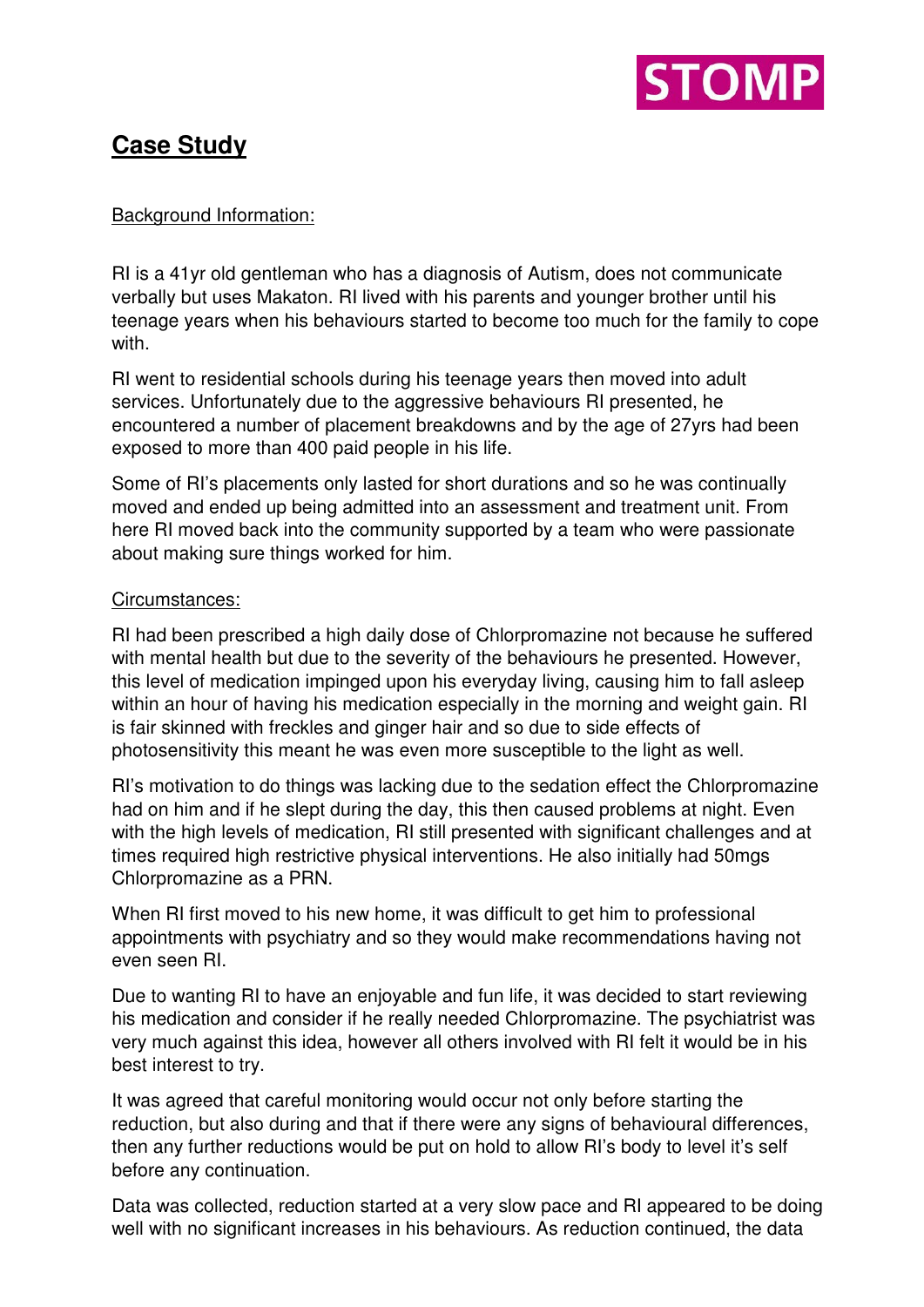STOMP

# Case Study

Background Information:

RI is a 41yr old gentleman who has a diagnosis of Autism, does not communicate verbally but uses Makaton. RI lived with his parents and younger brother until his teenage years when his behaviours started to become too much for the family to cope with.

RI went to residential schools during his teenage years then moved into adult services. Unfortunately due to the aggressive behaviours RI presented, he encountered a number of placement breakdowns and by the age of 27yrs had been exposed to more than 400 paid people in his life.

Some of RI's placements only lasted for short durations and so he was continually moved and ended up being admitted into an assessment and treatment unit. From here RI moved back into the community supported by a team who were passionate about making sure things worked for him.

Circumstances:

RI had been prescribed a high daily dose of Chlorpromazine not because he suffered with mental health but due to the severity of the behaviours he presented. However, this level of medication impinged upon his everyday living, causing him to fall asleep within an hour of having his medication especially in the morning and weight gain. RI is fair skinned with freckles and ginger hair and so due to side effects of photosensitivity this meant he was even more susceptible to the light as well.

RI's motivation to do things was lacking due to the sedation effect the Chlorpromazine had on him and if he slept during the day, this then caused problems at night. Even with the high levels of medication, RI still presented with significant challenges and at times required high restrictive physical interventions. He also initially had 50mgs Chlorpromazine as a PRN.

When RI first moved to his new home, it was difficult to get him to professional appointments with psychiatry and so they would make recommendations having not even seen RI.

Due to wanting RI to have an enjoyable and fun life, it was decided to start reviewing his medication and consider if he really needed Chlorpromazine. The psychiatrist was very much against this idea, however all others involved with RI felt it would be in his best interest to try.

It was agreed that careful monitoring would occur not only before starting the reduction, but also during and that if there were any signs of behavioural differences, then any further reductions would be put on hold to allow RI's body to level it's self before any continuation.

Data was collected, reduction started at a very slow pace and RI appeared to be doing well with no significant increases in his behaviours. As reduction continued, the data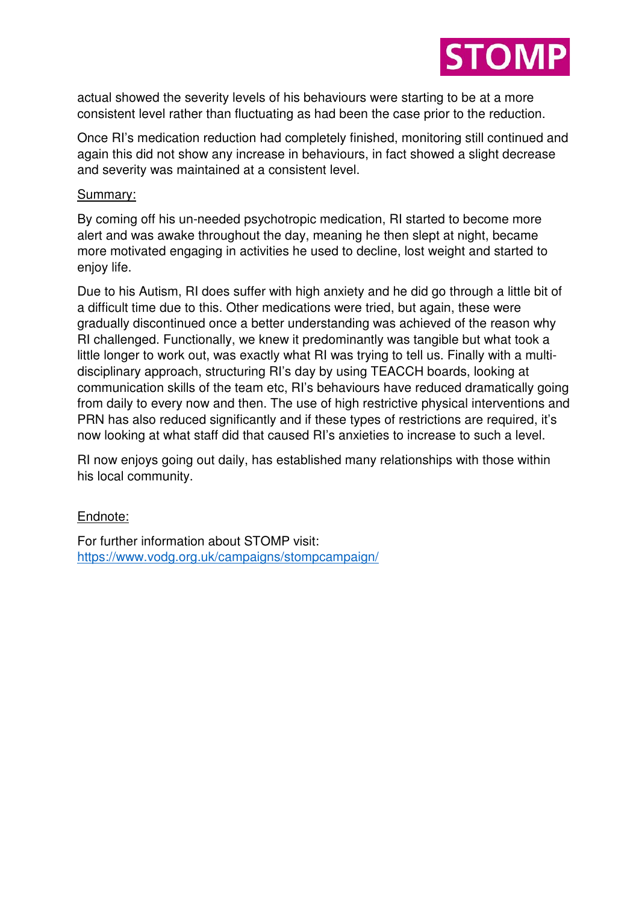actual showed the severity levels of his behaviours were starting to be at a more consistent level rather than fluctuating as had been the case prior to the reduction.

Once RI's medication reduction had completely finished, monitoring still continued and again this did not show any increase in behaviours, in fact showed a slight decrease and severity was maintained at a consistent level.

Summary:

By coming off his un-needed psychotropic medication, RI started to become more alert and was awake throughout the day, meaning he then slept at night, became more motivated engaging in activities he used to decline, lost weight and started to enjoy life.

Due to his Autism, RI does suffer with high anxiety and he did go through a little bit of a difficult time due to this. Other medications were tried, but again, these were gradually discontinued once a better understanding was achieved of the reason why RI challenged. Functionally, we knew it predominantly was tangible but what took a little longer to work out, was exactly what RI was trying to tell us. Finally with a multi-disciplinary approach, structuring RI's day by using TEACCH boards, looking at communication skills of the team etc, RI's behaviours have reduced dramatically going from daily to every now and then. The use of high restrictive physical interventions and PRN has also reduced significantly and if these types of restrictions are required, it's now looking at what staff did that caused RI's anxieties to increase to such a level.

RI now enjoys going out daily, has established many relationships with those within his local community.

Endnote:

For further information about STOMP visit:
https://www.vodg.org.uk/campaigns/stompcampaign/